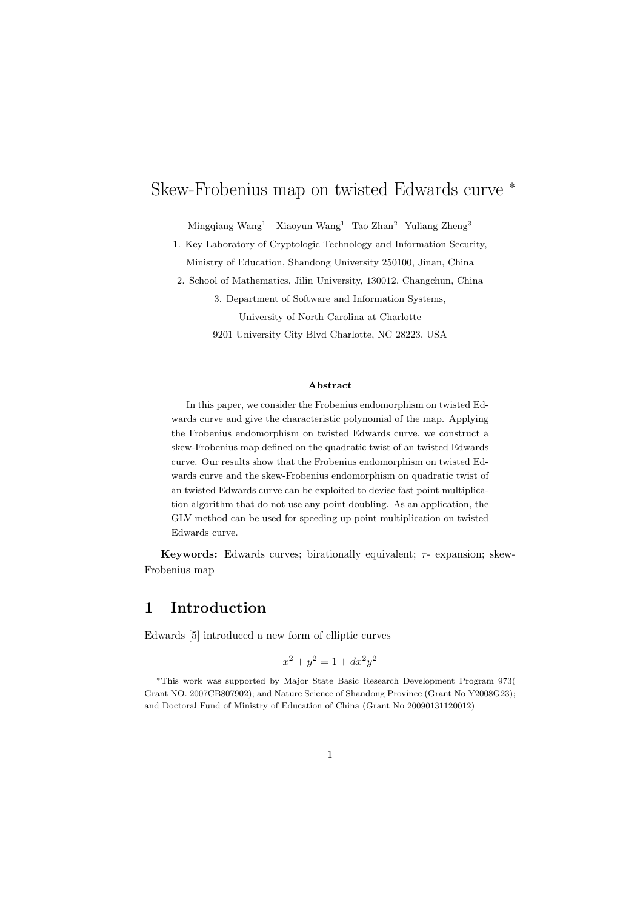# Skew-Frobenius map on twisted Edwards curve *

Mingqiang Wang[1] Xiaoyun Wang[1] Tao Zhan[2] Yuliang Zheng[3]

1. Key Laboratory of Cryptologic Technology and Information Security, Ministry of Education, Shandong University 250100, Jinan, China

2. School of Mathematics, Jilin University, 130012, Changchun, China

3. Department of Software and Information Systems, University of North Carolina at Charlotte 9201 University City Blvd Charlotte, NC 28223, USA

**Abstract**

In this paper, we consider the Frobenius endomorphism on twisted Edwards curve and give the characteristic polynomial of the map. Applying the Frobenius endomorphism on twisted Edwards curve, we construct a skew-Frobenius map defined on the quadratic twist of an twisted Edwards curve. Our results show that the Frobenius endomorphism on twisted Edwards curve and the skew-Frobenius endomorphism on quadratic twist of an twisted Edwards curve can be exploited to devise fast point multiplication algorithm that do not use any point doubling. As an application, the GLV method can be used for speeding up point multiplication on twisted Edwards curve.

**Keywords:** Edwards curves; birationally equivalent; $\tau$- expansion; skew-Frobenius map

## 1 Introduction

Edwards [5] introduced a new form of elliptic curves

$$x^2 + y^2 = 1 + dx^2y^2$$

*This work was supported by Major State Basic Research Development Program 973( Grant NO. 2007CB807902); and Nature Science of Shandong Province (Grant No Y2008G23); and Doctoral Fund of Ministry of Education of China (Grant No 20090131120012)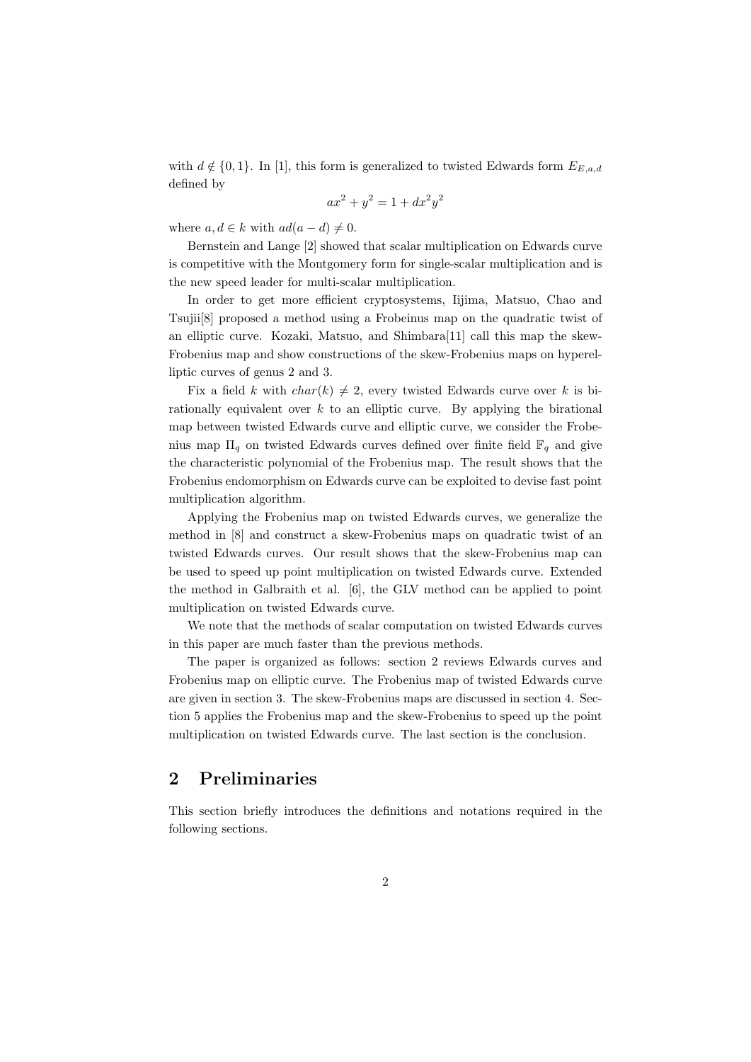with $d \notin \{0, 1\}$. In [1], this form is generalized to twisted Edwards form $E_{E,a,d}$ defined by

$$ax^2 + y^2 = 1 + dx^2y^2$$

where $a, d \in k$ with $ad(a - d) \neq 0$.

Bernstein and Lange [2] showed that scalar multiplication on Edwards curve is competitive with the Montgomery form for single-scalar multiplication and is the new speed leader for multi-scalar multiplication.

In order to get more efficient cryptosystems, Iijima, Matsuo, Chao and Tsujii[8] proposed a method using a Frobeinus map on the quadratic twist of an elliptic curve. Kozaki, Matsuo, and Shimbara[11] call this map the skew-Frobenius map and show constructions of the skew-Frobenius maps on hyperelliptic curves of genus 2 and 3.

Fix a field $k$ with $char(k) \neq 2$, every twisted Edwards curve over $k$ is birationally equivalent over $k$ to an elliptic curve. By applying the birational map between twisted Edwards curve and elliptic curve, we consider the Frobenius map $\Pi_q$ on twisted Edwards curves defined over finite field $\mathbb{F}_q$ and give the characteristic polynomial of the Frobenius map. The result shows that the Frobenius endomorphism on Edwards curve can be exploited to devise fast point multiplication algorithm.

Applying the Frobenius map on twisted Edwards curves, we generalize the method in [8] and construct a skew-Frobenius maps on quadratic twist of an twisted Edwards curves. Our result shows that the skew-Frobenius map can be used to speed up point multiplication on twisted Edwards curve. Extended the method in Galbraith et al. [6], the GLV method can be applied to point multiplication on twisted Edwards curve.

We note that the methods of scalar computation on twisted Edwards curves in this paper are much faster than the previous methods.

The paper is organized as follows: section 2 reviews Edwards curves and Frobenius map on elliptic curve. The Frobenius map of twisted Edwards curve are given in section 3. The skew-Frobenius maps are discussed in section 4. Section 5 applies the Frobenius map and the skew-Frobenius to speed up the point multiplication on twisted Edwards curve. The last section is the conclusion.

## 2 Preliminaries

This section briefly introduces the definitions and notations required in the following sections.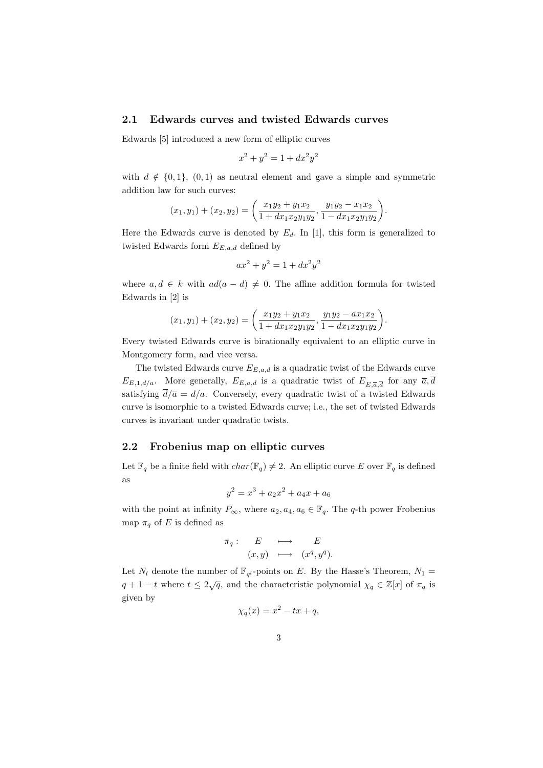### 2.1 Edwards curves and twisted Edwards curves

Edwards [5] introduced a new form of elliptic curves

$$x^2 + y^2 = 1 + dx^2y^2$$

with $d \notin \{0, 1\}$, $(0, 1)$ as neutral element and gave a simple and symmetric addition law for such curves:

$$(x_1, y_1) + (x_2, y_2) = \left( \frac{x_1y_2 + y_1x_2}{1 + dx_1x_2y_1y_2}, \frac{y_1y_2 - x_1x_2}{1 - dx_1x_2y_1y_2} \right).$$

Here the Edwards curve is denoted by $E_d$. In [1], this form is generalized to twisted Edwards form $E_{E,a,d}$ defined by

$$ax^2 + y^2 = 1 + dx^2y^2$$

where $a, d \in k$ with $ad(a - d) \neq 0$. The affine addition formula for twisted Edwards in [2] is

$$(x_1, y_1) + (x_2, y_2) = \left( \frac{x_1y_2 + y_1x_2}{1 + dx_1x_2y_1y_2}, \frac{y_1y_2 - ax_1x_2}{1 - dx_1x_2y_1y_2} \right).$$

Every twisted Edwards curve is birationally equivalent to an elliptic curve in Montgomery form, and vice versa.

The twisted Edwards curve $E_{E,a,d}$ is a quadratic twist of the Edwards curve $E_{E,1,d/a}$. More generally, $E_{E,a,d}$ is a quadratic twist of $E_{E,\overline{a},\overline{d}}$ for any $\overline{a}, \overline{d}$ satisfying $\overline{d}/\overline{a} = d/a$. Conversely, every quadratic twist of a twisted Edwards curve is isomorphic to a twisted Edwards curve; i.e., the set of twisted Edwards curves is invariant under quadratic twists.

### 2.2 Frobenius map on elliptic curves

Let $\mathbb{F}_q$ be a finite field with $char(\mathbb{F}_q) \neq 2$. An elliptic curve $E$ over $\mathbb{F}_q$ is defined as

$$y^2 = x^3 + a_2x^2 + a_4x + a_6$$

with the point at infinity $P_\infty$, where $a_2, a_4, a_6 \in \mathbb{F}_q$. The $q$-th power Frobenius map $\pi_q$ of $E$ is defined as

$$\begin{array}{rccc} \pi_q : & E & \longmapsto & E \\ & (x, y) & \longmapsto & (x^q, y^q). \end{array}$$

Let $N_l$ denote the number of $\mathbb{F}_{q^l}$-points on $E$. By the Hasse's Theorem, $N_1 = q + 1 - t$ where $t \leq 2\sqrt{q}$, and the characteristic polynomial $\chi_q \in \mathbb{Z}[x]$ of $\pi_q$ is given by

$$\chi_q(x) = x^2 - tx + q,$$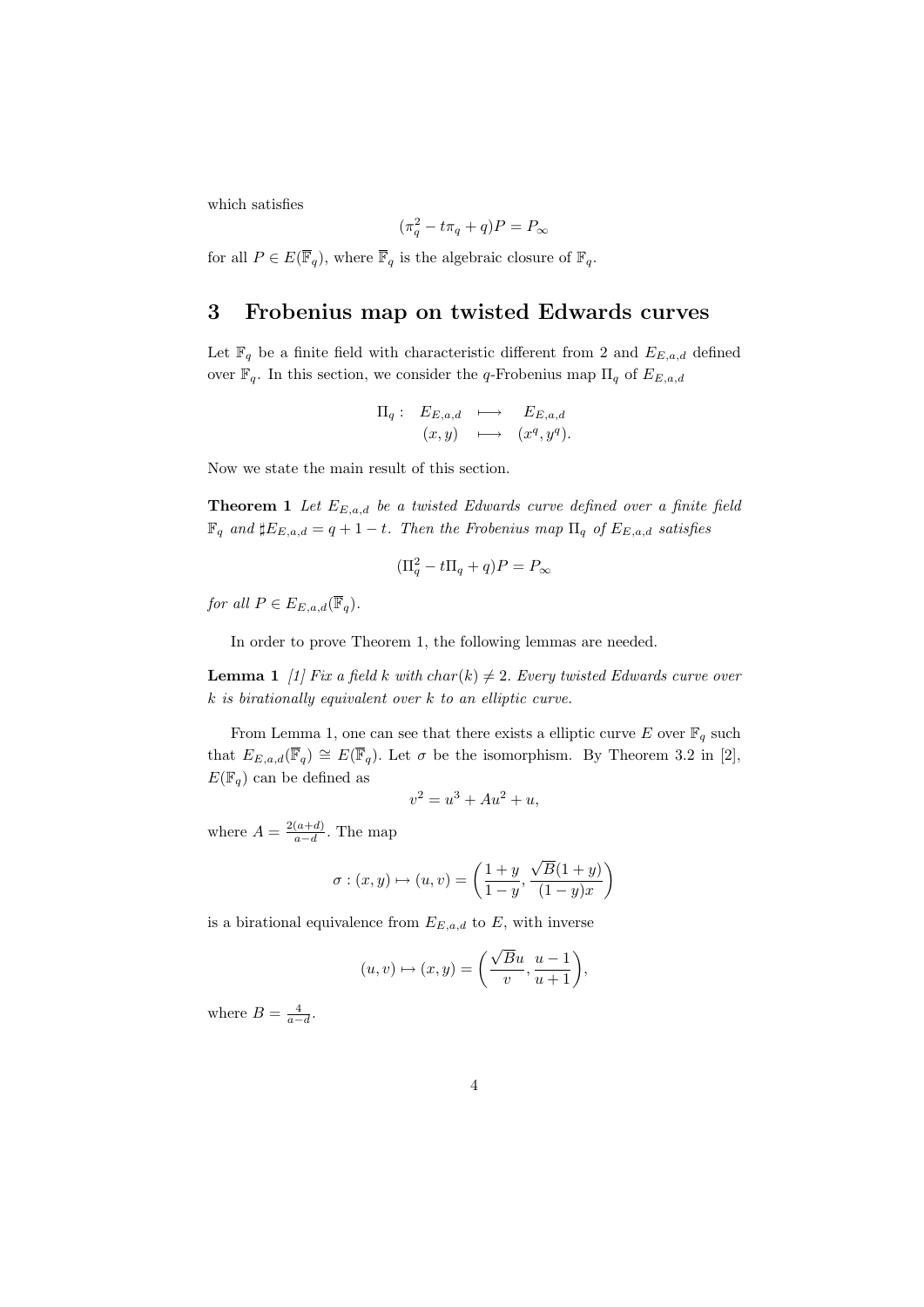which satisfies

$$(\pi_q^2 - t\pi_q + q)P = P_\infty$$

for all $P \in E(\overline{\mathbb{F}}_q)$, where $\overline{\mathbb{F}}_q$ is the algebraic closure of $\mathbb{F}_q$.

## 3 Frobenius map on twisted Edwards curves

Let $\mathbb{F}_q$ be a finite field with characteristic different from 2 and $E_{E,a,d}$ defined over $\mathbb{F}_q$. In this section, we consider the $q$-Frobenius map $\Pi_q$ of $E_{E,a,d}$

$$\begin{array}{rccc} \Pi_q : & E_{E,a,d} & \longmapsto & E_{E,a,d} \\ & (x,y) & \longmapsto & (x^q, y^q). \end{array}$$

Now we state the main result of this section.

**Theorem 1** *Let $E_{E,a,d}$ be a twisted Edwards curve defined over a finite field $\mathbb{F}_q$ and $\sharp E_{E,a,d} = q + 1 - t$. Then the Frobenius map $\Pi_q$ of $E_{E,a,d}$ satisfies*

$$(\Pi_q^2 - t\Pi_q + q)P = P_\infty$$

*for all $P \in E_{E,a,d}(\overline{\mathbb{F}}_q)$.*

In order to prove Theorem 1, the following lemmas are needed.

**Lemma 1** *[1] Fix a field $k$ with $char(k) \neq 2$. Every twisted Edwards curve over $k$ is birationally equivalent over $k$ to an elliptic curve.*

From Lemma 1, one can see that there exists a elliptic curve $E$ over $\mathbb{F}_q$ such that $E_{E,a,d}(\overline{\mathbb{F}}_q) \cong E(\overline{\mathbb{F}}_q)$. Let $\sigma$ be the isomorphism. By Theorem 3.2 in [2], $E(\mathbb{F}_q)$ can be defined as

$$v^2 = u^3 + Au^2 + u,$$

where $A = \frac{2(a+d)}{a-d}$. The map

$$\sigma : (x,y) \mapsto (u,v) = \left( \frac{1+y}{1-y}, \frac{\sqrt{B}(1+y)}{(1-y)x} \right)$$

is a birational equivalence from $E_{E,a,d}$ to $E$, with inverse

$$(u,v) \mapsto (x,y) = \left( \frac{\sqrt{B}u}{v}, \frac{u-1}{u+1} \right),$$

where $B = \frac{4}{a-d}$.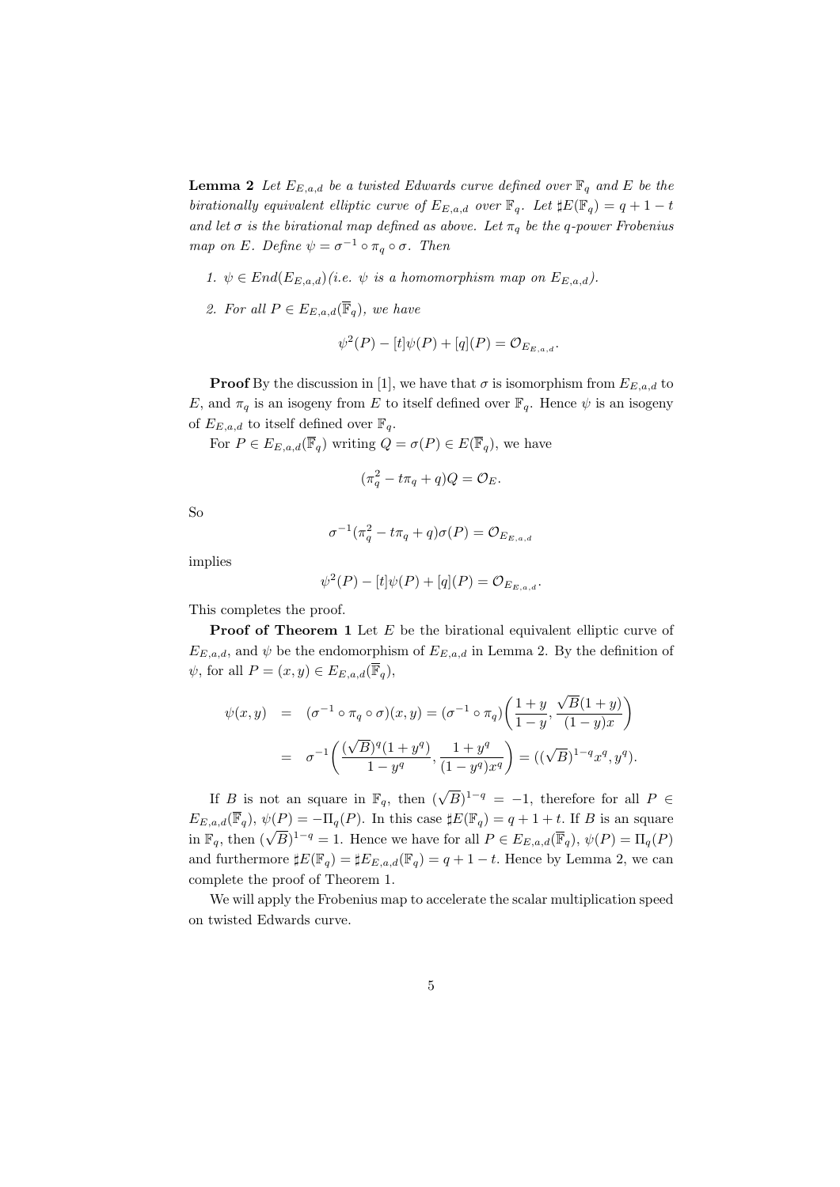**Lemma 2** *Let $E_{E,a,d}$ be a twisted Edwards curve defined over $\mathbb{F}_q$ and $E$ be the birationally equivalent elliptic curve of $E_{E,a,d}$ over $\mathbb{F}_q$. Let $\sharp E(\mathbb{F}_q) = q + 1 - t$ and let $\sigma$ is the birational map defined as above. Let $\pi_q$ be the $q$-power Frobenius map on $E$. Define $\psi = \sigma^{-1} \circ \pi_q \circ \sigma$. Then*

1. *$\psi \in End(E_{E,a,d})$(i.e. $\psi$ is a homomorphism map on $E_{E,a,d}$).*
2. *For all $P \in E_{E,a,d}(\overline{\mathbb{F}}_q)$, we have*

$$\psi^2(P) - [t]\psi(P) + [q](P) = \mathcal{O}_{E_{E,a,d}}.$$

**Proof** By the discussion in [1], we have that $\sigma$ is isomorphism from $E_{E,a,d}$ to $E$, and $\pi_q$ is an isogeny from $E$ to itself defined over $\mathbb{F}_q$. Hence $\psi$ is an isogeny of $E_{E,a,d}$ to itself defined over $\mathbb{F}_q$.

For $P \in E_{E,a,d}(\overline{\mathbb{F}}_q)$ writing $Q = \sigma(P) \in E(\overline{\mathbb{F}}_q)$, we have

$$(\pi_q^2 - t\pi_q + q)Q = \mathcal{O}_E.$$

So

$$\sigma^{-1}(\pi_q^2 - t\pi_q + q)\sigma(P) = \mathcal{O}_{E_{E,a,d}}$$

implies

$$\psi^2(P) - [t]\psi(P) + [q](P) = \mathcal{O}_{E_{E,a,d}}.$$

This completes the proof.

**Proof of Theorem 1** Let $E$ be the birational equivalent elliptic curve of $E_{E,a,d}$, and $\psi$ be the endomorphism of $E_{E,a,d}$ in Lemma 2. By the definition of $\psi$, for all $P = (x, y) \in E_{E,a,d}(\overline{\mathbb{F}}_q)$,

$$\begin{aligned}
\psi(x,y) &= (\sigma^{-1} \circ \pi_q \circ \sigma)(x,y) = (\sigma^{-1} \circ \pi_q)\left(\frac{1+y}{1-y}, \frac{\sqrt{B}(1+y)}{(1-y)x}\right) \\
&= \sigma^{-1}\left(\frac{(\sqrt{B})^q(1+y^q)}{1-y^q}, \frac{1+y^q}{(1-y^q)x^q}\right) = ((\sqrt{B})^{1-q}x^q, y^q).
\end{aligned}$$

If $B$ is not an square in $\mathbb{F}_q$, then $(\sqrt{B})^{1-q} = -1$, therefore for all $P \in E_{E,a,d}(\overline{\mathbb{F}}_q)$, $\psi(P) = -\Pi_q(P)$. In this case $\sharp E(\mathbb{F}_q) = q + 1 + t$. If $B$ is an square in $\mathbb{F}_q$, then $(\sqrt{B})^{1-q} = 1$. Hence we have for all $P \in E_{E,a,d}(\overline{\mathbb{F}}_q)$, $\psi(P) = \Pi_q(P)$ and furthermore $\sharp E(\mathbb{F}_q) = \sharp E_{E,a,d}(\mathbb{F}_q) = q + 1 - t$. Hence by Lemma 2, we can complete the proof of Theorem 1.

We will apply the Frobenius map to accelerate the scalar multiplication speed on twisted Edwards curve.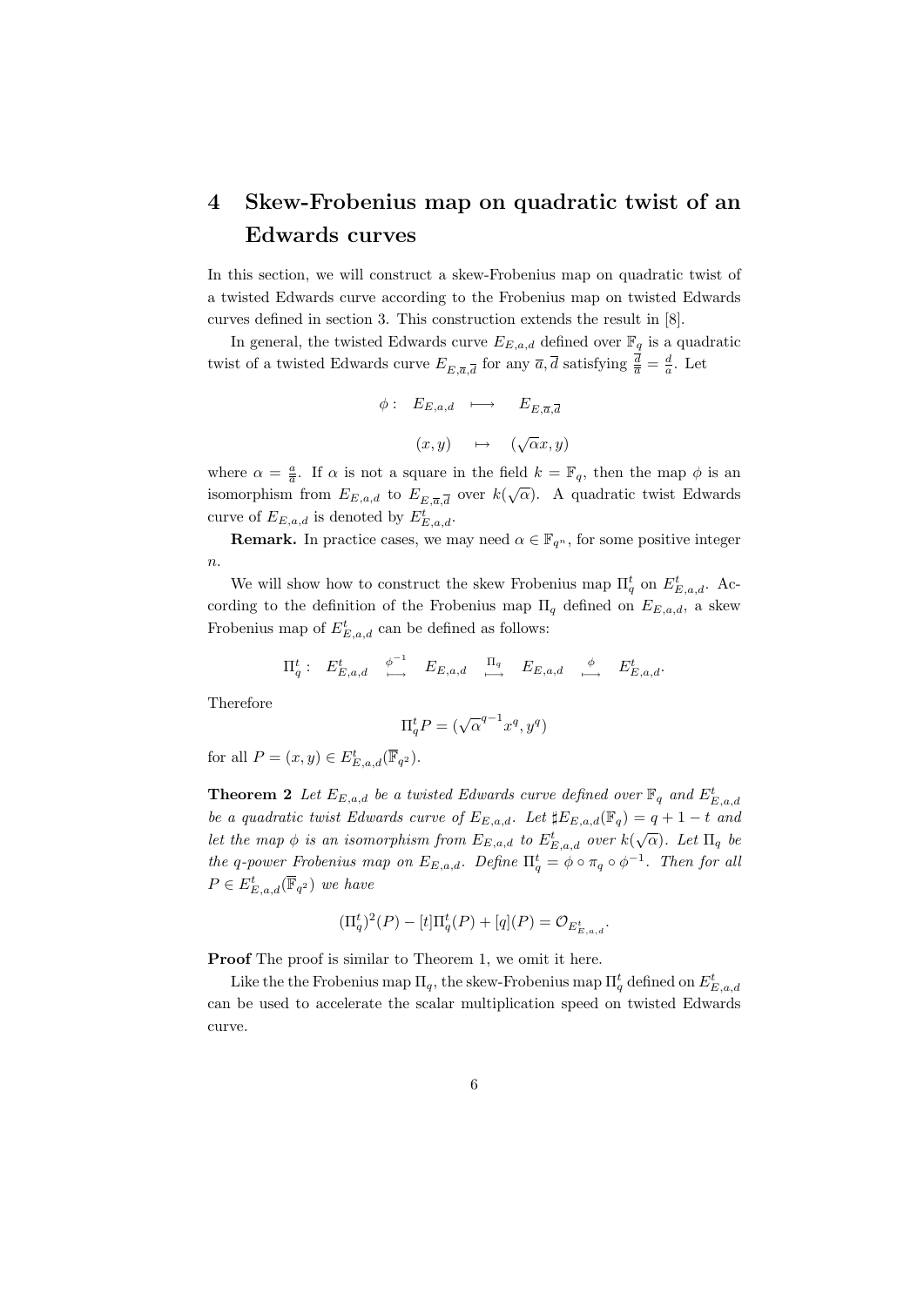# 4 Skew-Frobenius map on quadratic twist of an Edwards curves

In this section, we will construct a skew-Frobenius map on quadratic twist of a twisted Edwards curve according to the Frobenius map on twisted Edwards curves defined in section 3. This construction extends the result in [8].

In general, the twisted Edwards curve $E_{E,a,d}$ defined over $\mathbb{F}_q$ is a quadratic twist of a twisted Edwards curve $E_{E,\overline{a},\overline{d}}$ for any $\overline{a}, \overline{d}$ satisfying $\frac{\overline{d}}{\overline{a}} = \frac{d}{a}$. Let

$$\phi: \quad E_{E,a,d} \longmapsto E_{E,\overline{a},\overline{d}}$$

$$(x, y) \mapsto (\sqrt{\alpha}x, y)$$

where $\alpha = \frac{a}{\overline{a}}$. If $\alpha$ is not a square in the field $k = \mathbb{F}_q$, then the map $\phi$ is an isomorphism from $E_{E,a,d}$ to $E_{E,\overline{a},\overline{d}}$ over $k(\sqrt{\alpha})$. A quadratic twist Edwards curve of $E_{E,a,d}$ is denoted by $E^t_{E,a,d}$.

**Remark.** In practice cases, we may need $\alpha \in \mathbb{F}_{q^n}$, for some positive integer $n$.

We will show how to construct the skew Frobenius map $\Pi^t_q$ on $E^t_{E,a,d}$. According to the definition of the Frobenius map $\Pi_q$ defined on $E_{E,a,d}$, a skew Frobenius map of $E^t_{E,a,d}$ can be defined as follows:

$$\Pi^t_q: \quad E^t_{E,a,d} \overset{\phi^{-1}}{\longmapsto} E_{E,a,d} \overset{\Pi_q}{\longmapsto} E_{E,a,d} \overset{\phi}{\longmapsto} E^t_{E,a,d}.$$

Therefore

$$\Pi^t_q P = (\sqrt{\alpha}^{q-1} x^q, y^q)$$

for all $P = (x, y) \in E^t_{E,a,d}(\overline{\mathbb{F}}_{q^2})$.

**Theorem 2** *Let $E_{E,a,d}$ be a twisted Edwards curve defined over $\mathbb{F}_q$ and $E^t_{E,a,d}$ be a quadratic twist Edwards curve of $E_{E,a,d}$. Let $\sharp E_{E,a,d}(\mathbb{F}_q) = q + 1 - t$ and let the map $\phi$ is an isomorphism from $E_{E,a,d}$ to $E^t_{E,a,d}$ over $k(\sqrt{\alpha})$. Let $\Pi_q$ be the q-power Frobenius map on $E_{E,a,d}$. Define $\Pi^t_q = \phi \circ \pi_q \circ \phi^{-1}$. Then for all $P \in E^t_{E,a,d}(\overline{\mathbb{F}}_{q^2})$ we have*

$$(\Pi^t_q)^2(P) - [t]\Pi^t_q(P) + [q](P) = \mathcal{O}_{E^t_{E,a,d}}.$$

**Proof** The proof is similar to Theorem 1, we omit it here.

Like the the Frobenius map $\Pi_q$, the skew-Frobenius map $\Pi^t_q$ defined on $E^t_{E,a,d}$ can be used to accelerate the scalar multiplication speed on twisted Edwards curve.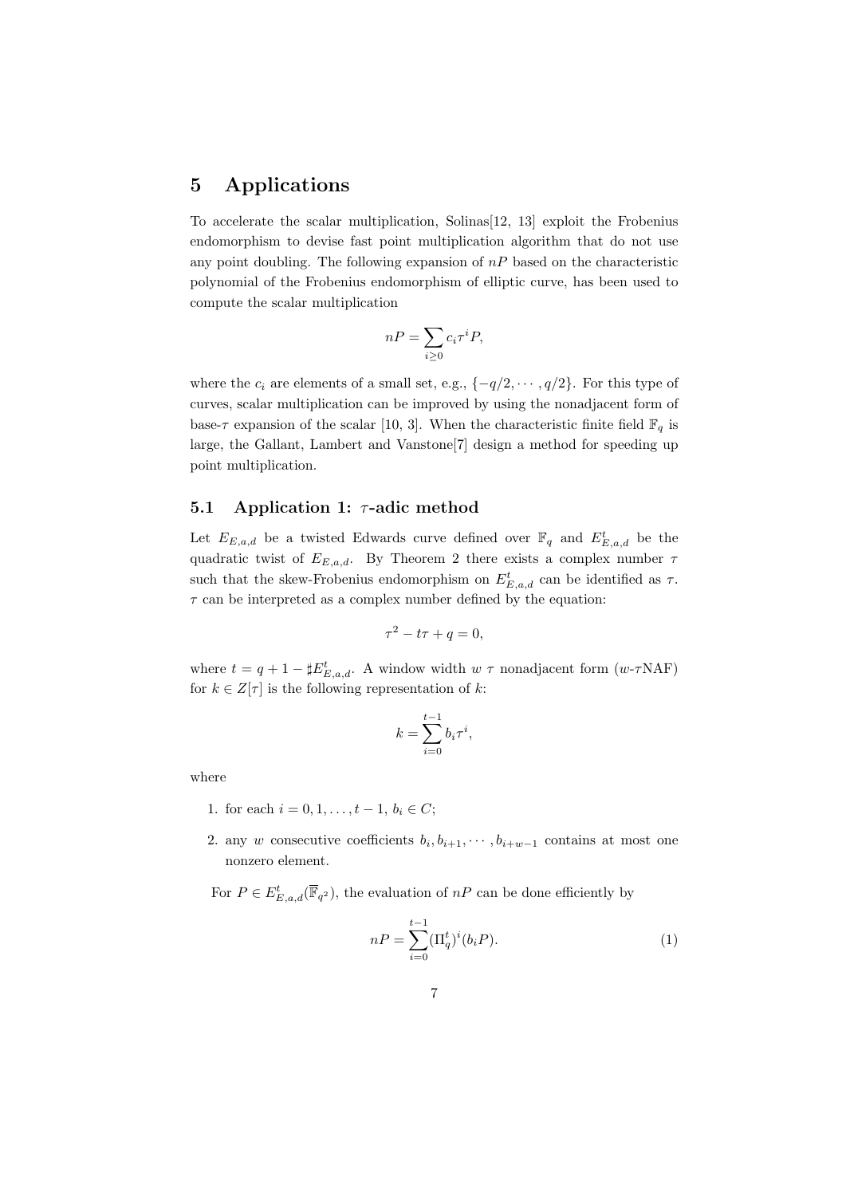## 5 Applications

To accelerate the scalar multiplication, Solinas[12, 13] exploit the Frobenius endomorphism to devise fast point multiplication algorithm that do not use any point doubling. The following expansion of $nP$ based on the characteristic polynomial of the Frobenius endomorphism of elliptic curve, has been used to compute the scalar multiplication

$$nP = \sum_{i \geq 0} c_i \tau^i P,$$

where the $c_i$ are elements of a small set, e.g., $\{-q/2, \cdots, q/2\}$. For this type of curves, scalar multiplication can be improved by using the nonadjacent form of base-$\tau$ expansion of the scalar [10, 3]. When the characteristic finite field $\mathbb{F}_q$ is large, the Gallant, Lambert and Vanstone[7] design a method for speeding up point multiplication.

### 5.1 Application 1: $\tau$-adic method

Let $E_{E,a,d}$ be a twisted Edwards curve defined over $\mathbb{F}_q$ and $E^t_{E,a,d}$ be the quadratic twist of $E_{E,a,d}$. By Theorem 2 there exists a complex number $\tau$ such that the skew-Frobenius endomorphism on $E^t_{E,a,d}$ can be identified as $\tau$. $\tau$ can be interpreted as a complex number defined by the equation:

$$\tau^2 - t\tau + q = 0,$$

where $t = q + 1 - \sharp E^t_{E,a,d}$. A window width $w$ $\tau$ nonadjacent form ($w$-$\tau$NAF) for $k \in Z[\tau]$ is the following representation of $k$:

$$k = \sum_{i=0}^{t-1} b_i \tau^i,$$

where

1. for each $i = 0, 1, \ldots, t-1$, $b_i \in C$;
2. any $w$ consecutive coefficients $b_i, b_{i+1}, \cdots, b_{i+w-1}$ contains at most one nonzero element.

For $P \in E^t_{E,a,d}(\overline{\mathbb{F}}_{q^2})$, the evaluation of $nP$ can be done efficiently by

$$nP = \sum_{i=0}^{t-1} (\Pi^t_q)^i (b_i P). \tag{1}$$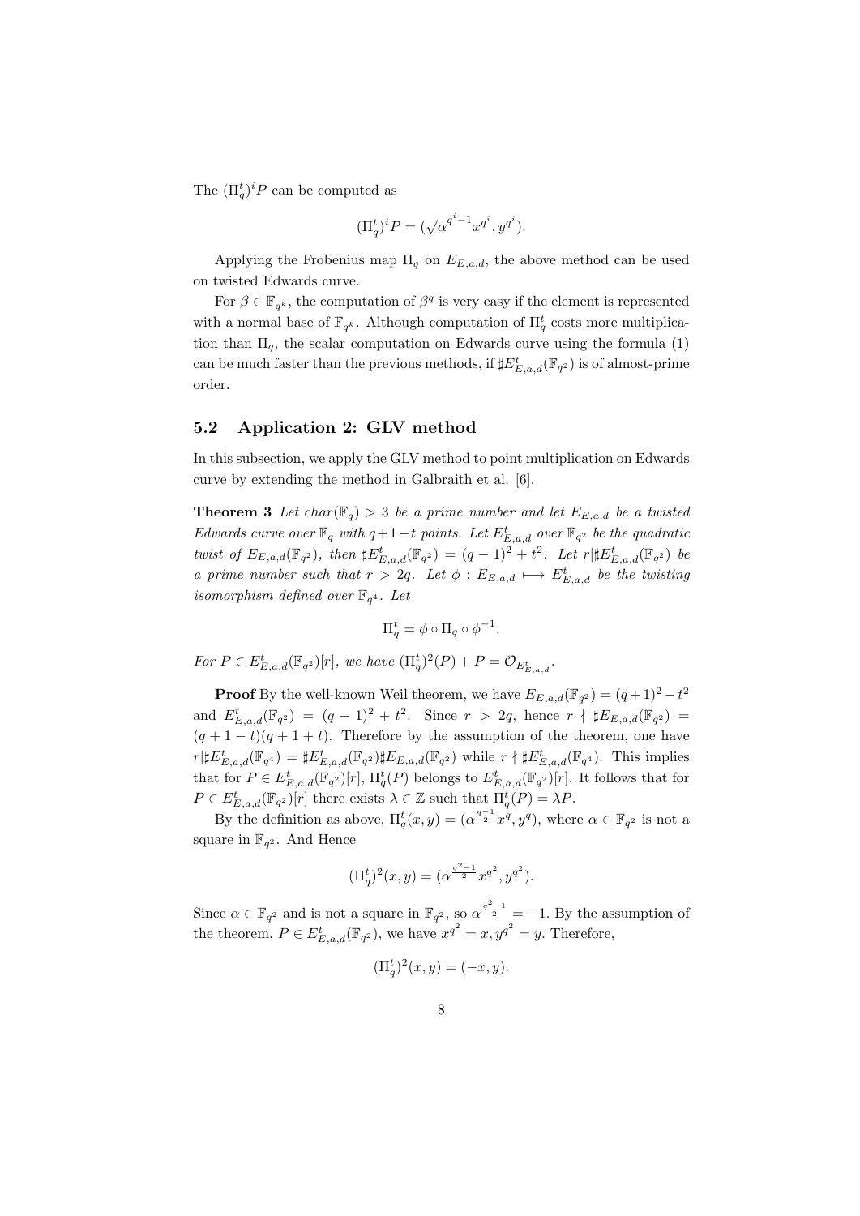The $(\Pi_q^t)^i P$ can be computed as

$$(\Pi_q^t)^i P = (\sqrt{\alpha}^{q^i - 1} x^{q^i}, y^{q^i}).$$

Applying the Frobenius map $\Pi_q$ on $E_{E,a,d}$, the above method can be used on twisted Edwards curve.

For $\beta \in \mathbb{F}_{q^k}$, the computation of $\beta^q$ is very easy if the element is represented with a normal base of $\mathbb{F}_{q^k}$. Although computation of $\Pi_q^t$ costs more multiplication than $\Pi_q$, the scalar computation on Edwards curve using the formula (1) can be much faster than the previous methods, if $\sharp E_{E,a,d}^t(\mathbb{F}_{q^2})$ is of almost-prime order.

## 5.2 Application 2: GLV method

In this subsection, we apply the GLV method to point multiplication on Edwards curve by extending the method in Galbraith et al. [6].

**Theorem 3** *Let $char(\mathbb{F}_q) > 3$ be a prime number and let $E_{E,a,d}$ be a twisted Edwards curve over $\mathbb{F}_q$ with $q+1-t$ points. Let $E_{E,a,d}^t$ over $\mathbb{F}_{q^2}$ be the quadratic twist of $E_{E,a,d}(\mathbb{F}_{q^2})$, then $\sharp E_{E,a,d}^t(\mathbb{F}_{q^2}) = (q-1)^2 + t^2$. Let $r | \sharp E_{E,a,d}^t(\mathbb{F}_{q^2})$ be a prime number such that $r > 2q$. Let $\phi : E_{E,a,d} \longmapsto E_{E,a,d}^t$ be the twisting isomorphism defined over $\mathbb{F}_{q^4}$. Let*

$$\Pi_q^t = \phi \circ \Pi_q \circ \phi^{-1}.$$

*For $P \in E_{E,a,d}^t(\mathbb{F}_{q^2})[r]$, we have $(\Pi_q^t)^2(P) + P = \mathcal{O}_{E_{E,a,d}^t}$.*

**Proof** By the well-known Weil theorem, we have $E_{E,a,d}(\mathbb{F}_{q^2}) = (q+1)^2 - t^2$ and $E_{E,a,d}^t(\mathbb{F}_{q^2}) = (q-1)^2 + t^2$. Since $r > 2q$, hence $r \nmid \sharp E_{E,a,d}(\mathbb{F}_{q^2}) = (q+1-t)(q+1+t)$. Therefore by the assumption of the theorem, one have $r | \sharp E_{E,a,d}^t(\mathbb{F}_{q^4}) = \sharp E_{E,a,d}^t(\mathbb{F}_{q^2}) \sharp E_{E,a,d}(\mathbb{F}_{q^2})$ while $r \nmid \sharp E_{E,a,d}^t(\mathbb{F}_{q^4})$. This implies that for $P \in E_{E,a,d}^t(\mathbb{F}_{q^2})[r]$, $\Pi_q^t(P)$ belongs to $E_{E,a,d}^t(\mathbb{F}_{q^2})[r]$. It follows that for $P \in E_{E,a,d}^t(\mathbb{F}_{q^2})[r]$ there exists $\lambda \in \mathbb{Z}$ such that $\Pi_q^t(P) = \lambda P$.

By the definition as above, $\Pi_q^t(x, y) = (\alpha^{\frac{q-1}{2}} x^q, y^q)$, where $\alpha \in \mathbb{F}_{q^2}$ is not a square in $\mathbb{F}_{q^2}$. And Hence

$$(\Pi_q^t)^2(x, y) = (\alpha^{\frac{q^2-1}{2}} x^{q^2}, y^{q^2}).$$

Since $\alpha \in \mathbb{F}_{q^2}$ and is not a square in $\mathbb{F}_{q^2}$, so $\alpha^{\frac{q^2-1}{2}} = -1$. By the assumption of the theorem, $P \in E_{E,a,d}^t(\mathbb{F}_{q^2})$, we have $x^{q^2} = x, y^{q^2} = y$. Therefore,

$$(\Pi_q^t)^2(x, y) = (-x, y).$$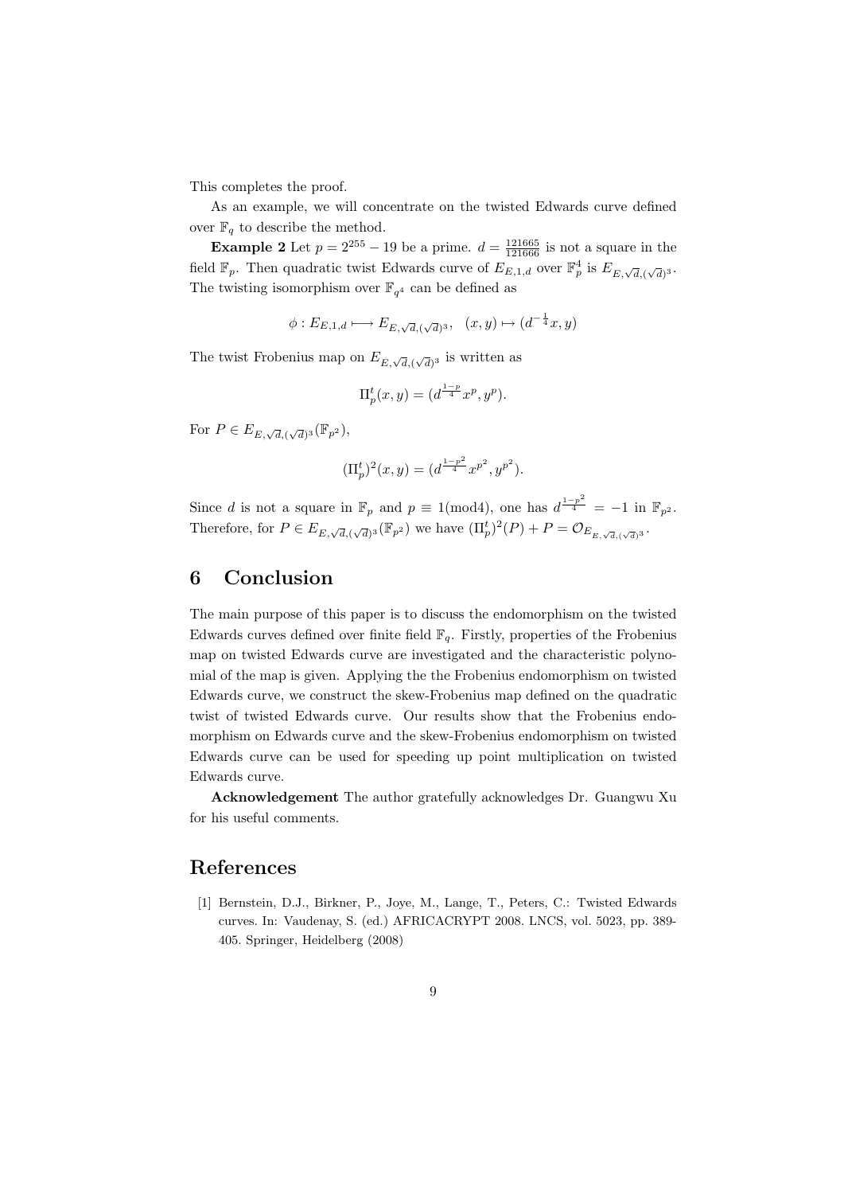This completes the proof.

As an example, we will concentrate on the twisted Edwards curve defined over $\mathbb{F}_q$ to describe the method.

**Example 2** Let $p = 2^{255} - 19$ be a prime. $d = \frac{121665}{121666}$ is not a square in the field $\mathbb{F}_p$. Then quadratic twist Edwards curve of $E_{E,1,d}$ over $\mathbb{F}_p^4$ is $E_{E,\sqrt{d},(\sqrt{d})^3}$. The twisting isomorphism over $\mathbb{F}_{q^4}$ can be defined as

$$\phi : E_{E,1,d} \longmapsto E_{E,\sqrt{d},(\sqrt{d})^3}, \quad (x, y) \mapsto (d^{-\frac{1}{4}}x, y)$$

The twist Frobenius map on $E_{E,\sqrt{d},(\sqrt{d})^3}$ is written as

$$\Pi_p^t(x, y) = (d^{\frac{1-p}{4}}x^p, y^p).$$

For $P \in E_{E,\sqrt{d},(\sqrt{d})^3}(\mathbb{F}_{p^2})$,

$$(\Pi_p^t)^2(x, y) = (d^{\frac{1-p^2}{4}}x^{p^2}, y^{p^2}).$$

Since $d$ is not a square in $\mathbb{F}_p$ and $p \equiv 1 (\text{mod} 4)$, one has $d^{\frac{1-p^2}{4}} = -1$ in $\mathbb{F}_{p^2}$. Therefore, for $P \in E_{E,\sqrt{d},(\sqrt{d})^3}(\mathbb{F}_{p^2})$ we have $(\Pi_p^t)^2(P) + P = \mathcal{O}_{E_{E,\sqrt{d},(\sqrt{d})^3}}$.

## 6 Conclusion

The main purpose of this paper is to discuss the endomorphism on the twisted Edwards curves defined over finite field $\mathbb{F}_q$. Firstly, properties of the Frobenius map on twisted Edwards curve are investigated and the characteristic polynomial of the map is given. Applying the the Frobenius endomorphism on twisted Edwards curve, we construct the skew-Frobenius map defined on the quadratic twist of twisted Edwards curve. Our results show that the Frobenius endomorphism on Edwards curve and the skew-Frobenius endomorphism on twisted Edwards curve can be used for speeding up point multiplication on twisted Edwards curve.

**Acknowledgement** The author gratefully acknowledges Dr. Guangwu Xu for his useful comments.

## References

[1] Bernstein, D.J., Birkner, P., Joye, M., Lange, T., Peters, C.: Twisted Edwards curves. In: Vaudenay, S. (ed.) AFRICACRYPT 2008. LNCS, vol. 5023, pp. 389-405. Springer, Heidelberg (2008)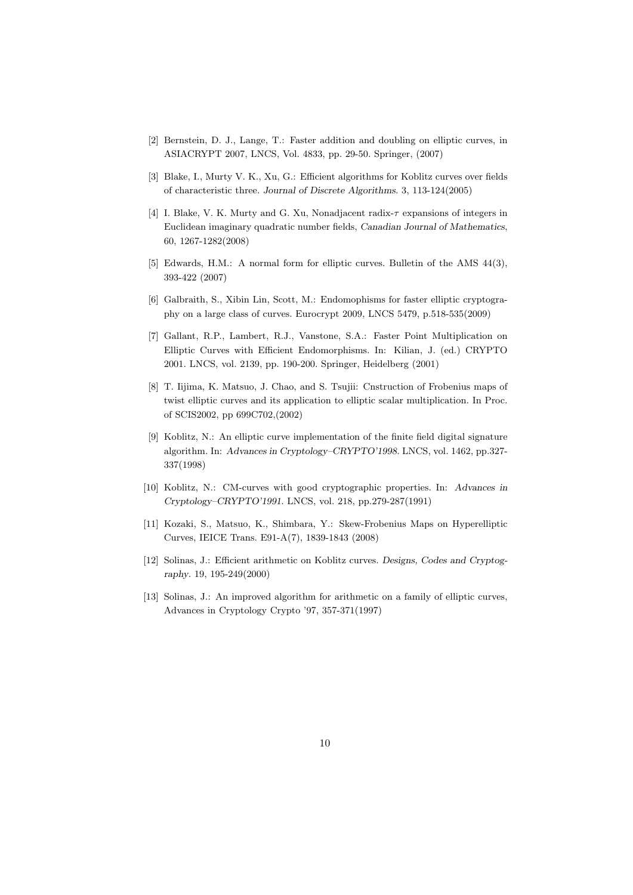[2] Bernstein, D. J., Lange, T.: Faster addition and doubling on elliptic curves, in ASIACRYPT 2007, LNCS, Vol. 4833, pp. 29-50. Springer, (2007)

[3] Blake, I., Murty V. K., Xu, G.: Efficient algorithms for Koblitz curves over fields of characteristic three. *Journal of Discrete Algorithms*. 3, 113-124(2005)

[4] I. Blake, V. K. Murty and G. Xu, Nonadjacent radix-$\tau$ expansions of integers in Euclidean imaginary quadratic number fields, *Canadian Journal of Mathematics*, 60, 1267-1282(2008)

[5] Edwards, H.M.: A normal form for elliptic curves. Bulletin of the AMS 44(3), 393-422 (2007)

[6] Galbraith, S., Xibin Lin, Scott, M.: Endomophisms for faster elliptic cryptography on a large class of curves. Eurocrypt 2009, LNCS 5479, p.518-535(2009)

[7] Gallant, R.P., Lambert, R.J., Vanstone, S.A.: Faster Point Multiplication on Elliptic Curves with Efficient Endomorphisms. In: Kilian, J. (ed.) CRYPTO 2001. LNCS, vol. 2139, pp. 190-200. Springer, Heidelberg (2001)

[8] T. Iijima, K. Matsuo, J. Chao, and S. Tsujii: Cnstruction of Frobenius maps of twist elliptic curves and its application to elliptic scalar multiplication. In Proc. of SCIS2002, pp 699C702,(2002)

[9] Koblitz, N.: An elliptic curve implementation of the finite field digital signature algorithm. In: *Advances in Cryptology–CRYPTO'1998*. LNCS, vol. 1462, pp.327-337(1998)

[10] Koblitz, N.: CM-curves with good cryptographic properties. In: *Advances in Cryptology–CRYPTO'1991*. LNCS, vol. 218, pp.279-287(1991)

[11] Kozaki, S., Matsuo, K., Shimbara, Y.: Skew-Frobenius Maps on Hyperelliptic Curves, IEICE Trans. E91-A(7), 1839-1843 (2008)

[12] Solinas, J.: Efficient arithmetic on Koblitz curves. *Designs, Codes and Cryptography*. 19, 195-249(2000)

[13] Solinas, J.: An improved algorithm for arithmetic on a family of elliptic curves, Advances in Cryptology Crypto '97, 357-371(1997)